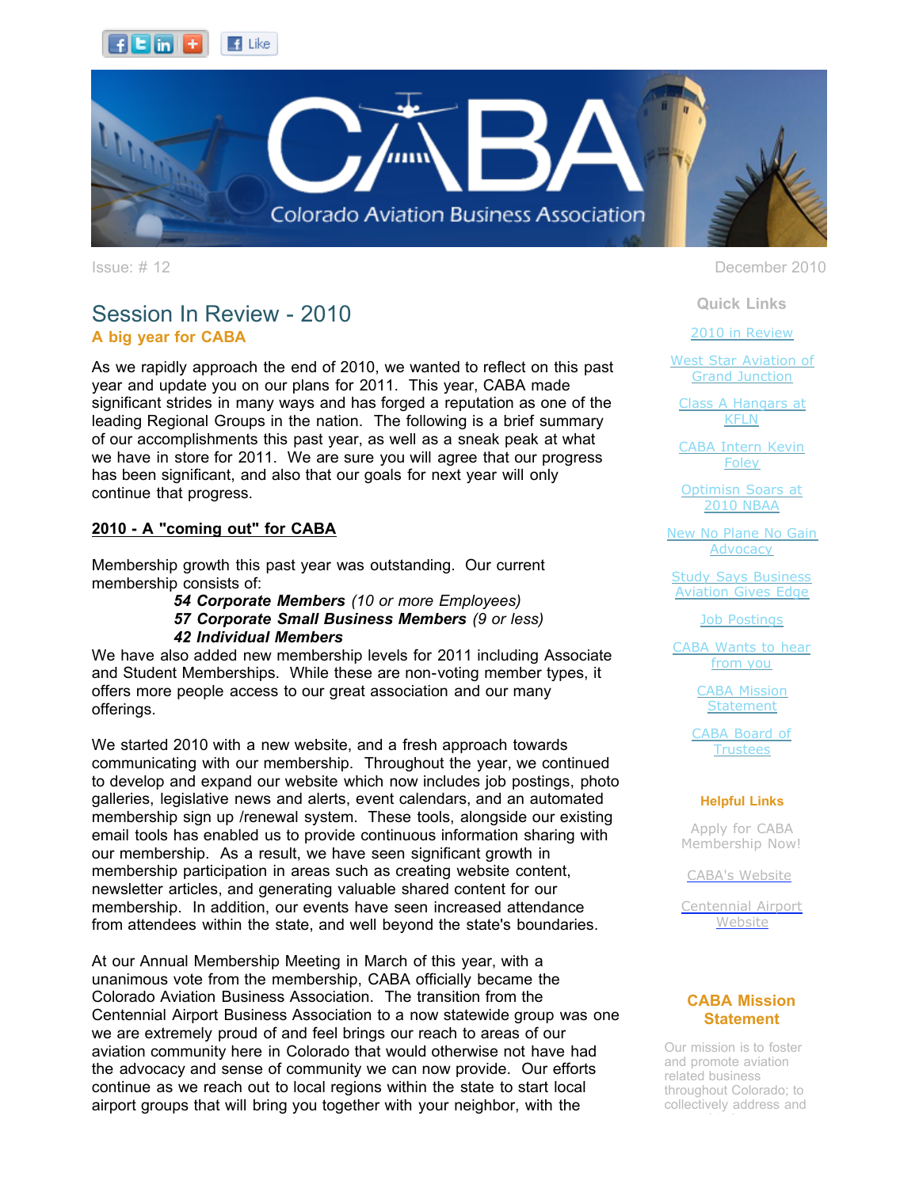Colorado Aviation Business Association

Issue: # 12

December 2010

## Session In Review - 2010

**A big year for CABA**

As we rapidly approach the end of 2010, we wanted to reflect on this past year and update you on our plans for 2011. This year, CABA made significant strides in many ways and has forged a reputation as one of the leading Regional Groups in the nation. The following is a brief summary of our accomplishments this past year, as well as a sneak peak at what we have in store for 2011. We are sure you will agree that our progress has been significant, and also that our goals for next year will only continue that progress.

**2010 - A "coming out" for CABA**

Membership growth this past year was outstanding. Our current membership consists of:

***54 Corporate Members*** *(10 or more Employees)*
***57 Corporate Small Business Members*** *(9 or less)*
***42 Individual Members***

We have also added new membership levels for 2011 including Associate and Student Memberships. While these are non-voting member types, it offers more people access to our great association and our many offerings.

We started 2010 with a new website, and a fresh approach towards communicating with our membership. Throughout the year, we continued to develop and expand our website which now includes job postings, photo galleries, legislative news and alerts, event calendars, and an automated membership sign up /renewal system. These tools, alongside our existing email tools has enabled us to provide continuous information sharing with our membership. As a result, we have seen significant growth in membership participation in areas such as creating website content, newsletter articles, and generating valuable shared content for our membership. In addition, our events have seen increased attendance from attendees within the state, and well beyond the state's boundaries.

At our Annual Membership Meeting in March of this year, with a unanimous vote from the membership, CABA officially became the Colorado Aviation Business Association. The transition from the Centennial Airport Business Association to a now statewide group was one we are extremely proud of and feel brings our reach to areas of our aviation community here in Colorado that would otherwise not have had the advocacy and sense of community we can now provide. Our efforts continue as we reach out to local regions within the state to start local airport groups that will bring you together with your neighbor, with the

### Quick Links

- 2010 in Review
- West Star Aviation of Grand Junction
- Class A Hangars at KFLN
- CABA Intern Kevin Foley
- Optimisn Soars at 2010 NBAA
- New No Plane No Gain Advocacy
- Study Says Business Aviation Gives Edge
- Job Postings
- CABA Wants to hear from you
- CABA Mission Statement
- CABA Board of Trustees

**Helpful Links**

- Apply for CABA Membership Now!
- CABA's Website
- Centennial Airport Website

### CABA Mission Statement

Our mission is to foster and promote aviation related business throughout Colorado; to collectively address and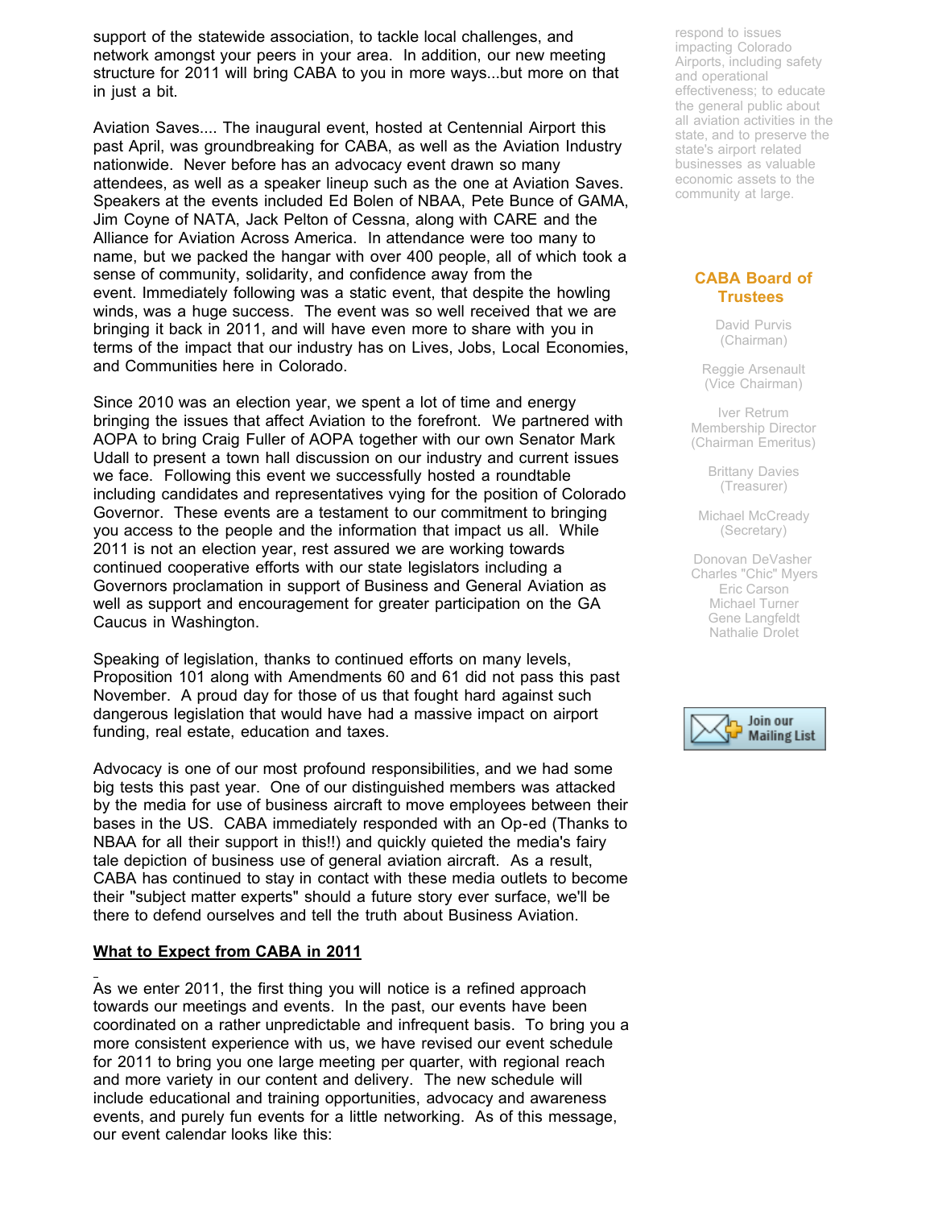support of the statewide association, to tackle local challenges, and network amongst your peers in your area. In addition, our new meeting structure for 2011 will bring CABA to you in more ways...but more on that in just a bit.

Aviation Saves.... The inaugural event, hosted at Centennial Airport this past April, was groundbreaking for CABA, as well as the Aviation Industry nationwide. Never before has an advocacy event drawn so many attendees, as well as a speaker lineup such as the one at Aviation Saves. Speakers at the events included Ed Bolen of NBAA, Pete Bunce of GAMA, Jim Coyne of NATA, Jack Pelton of Cessna, along with CARE and the Alliance for Aviation Across America. In attendance were too many to name, but we packed the hangar with over 400 people, all of which took a sense of community, solidarity, and confidence away from the event. Immediately following was a static event, that despite the howling winds, was a huge success. The event was so well received that we are bringing it back in 2011, and will have even more to share with you in terms of the impact that our industry has on Lives, Jobs, Local Economies, and Communities here in Colorado.

Since 2010 was an election year, we spent a lot of time and energy bringing the issues that affect Aviation to the forefront. We partnered with AOPA to bring Craig Fuller of AOPA together with our own Senator Mark Udall to present a town hall discussion on our industry and current issues we face. Following this event we successfully hosted a roundtable including candidates and representatives vying for the position of Colorado Governor. These events are a testament to our commitment to bringing you access to the people and the information that impact us all. While 2011 is not an election year, rest assured we are working towards continued cooperative efforts with our state legislators including a Governors proclamation in support of Business and General Aviation as well as support and encouragement for greater participation on the GA Caucus in Washington.

Speaking of legislation, thanks to continued efforts on many levels, Proposition 101 along with Amendments 60 and 61 did not pass this past November. A proud day for those of us that fought hard against such dangerous legislation that would have had a massive impact on airport funding, real estate, education and taxes.

Advocacy is one of our most profound responsibilities, and we had some big tests this past year. One of our distinguished members was attacked by the media for use of business aircraft to move employees between their bases in the US. CABA immediately responded with an Op-ed (Thanks to NBAA for all their support in this!!) and quickly quieted the media's fairy tale depiction of business use of general aviation aircraft. As a result, CABA has continued to stay in contact with these media outlets to become their "subject matter experts" should a future story ever surface, we'll be there to defend ourselves and tell the truth about Business Aviation.

**What to Expect from CABA in 2011**

As we enter 2011, the first thing you will notice is a refined approach towards our meetings and events. In the past, our events have been coordinated on a rather unpredictable and infrequent basis. To bring you a more consistent experience with us, we have revised our event schedule for 2011 to bring you one large meeting per quarter, with regional reach and more variety in our content and delivery. The new schedule will include educational and training opportunities, advocacy and awareness events, and purely fun events for a little networking. As of this message, our event calendar looks like this:

respond to issues impacting Colorado Airports, including safety and operational effectiveness; to educate the general public about all aviation activities in the state, and to preserve the state's airport related businesses as valuable economic assets to the community at large.

### CABA Board of Trustees

David Purvis (Chairman)

Reggie Arsenault (Vice Chairman)

Iver Retrum Membership Director (Chairman Emeritus)

Brittany Davies (Treasurer)

Michael McCready (Secretary)

Donovan DeVasher
Charles "Chic" Myers
Eric Carson
Michael Turner
Gene Langfeldt
Nathalie Drolet

Join our Mailing List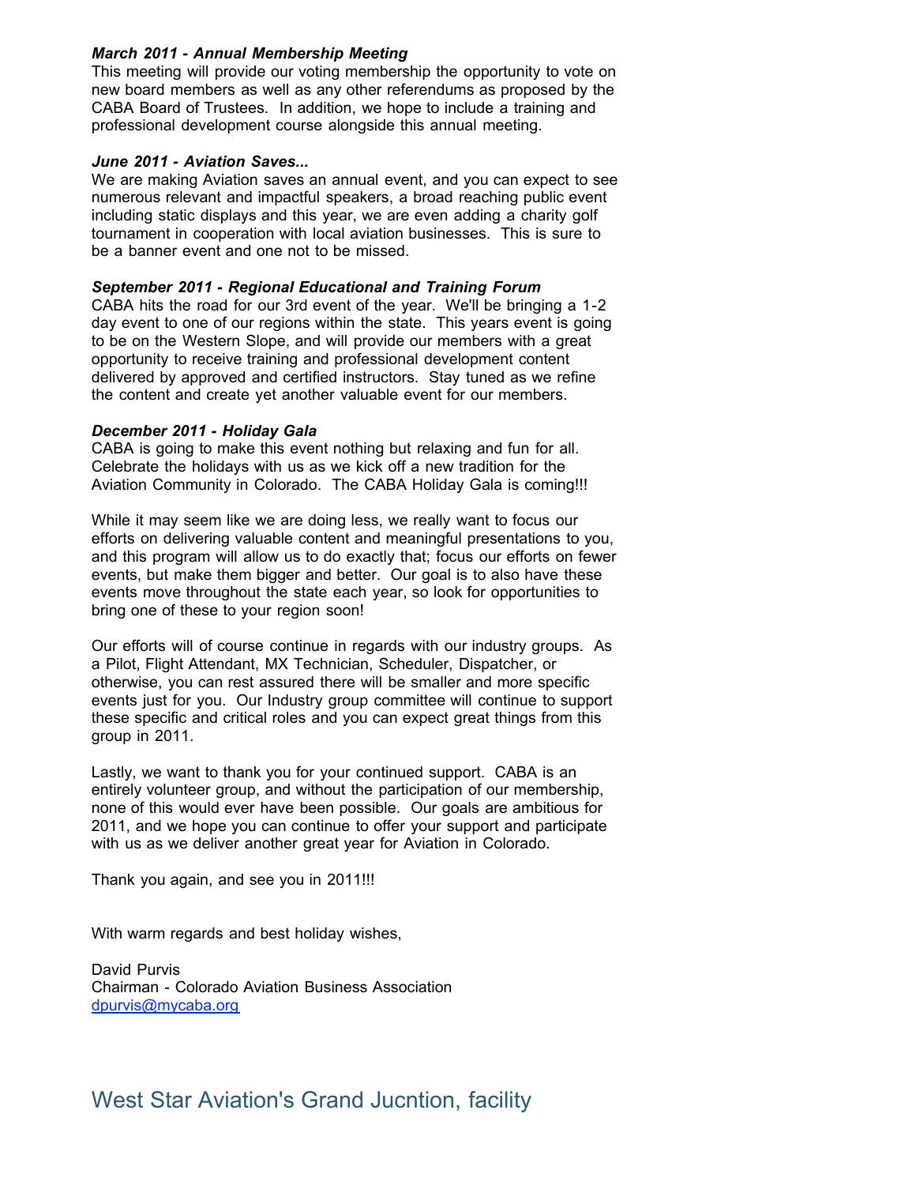***March 2011 - Annual Membership Meeting***

This meeting will provide our voting membership the opportunity to vote on new board members as well as any other referendums as proposed by the CABA Board of Trustees. In addition, we hope to include a training and professional development course alongside this annual meeting.

***June 2011 - Aviation Saves...***

We are making Aviation saves an annual event, and you can expect to see numerous relevant and impactful speakers, a broad reaching public event including static displays and this year, we are even adding a charity golf tournament in cooperation with local aviation businesses. This is sure to be a banner event and one not to be missed.

***September 2011 - Regional Educational and Training Forum***

CABA hits the road for our 3rd event of the year. We'll be bringing a 1-2 day event to one of our regions within the state. This years event is going to be on the Western Slope, and will provide our members with a great opportunity to receive training and professional development content delivered by approved and certified instructors. Stay tuned as we refine the content and create yet another valuable event for our members.

***December 2011 - Holiday Gala***

CABA is going to make this event nothing but relaxing and fun for all. Celebrate the holidays with us as we kick off a new tradition for the Aviation Community in Colorado. The CABA Holiday Gala is coming!!!

While it may seem like we are doing less, we really want to focus our efforts on delivering valuable content and meaningful presentations to you, and this program will allow us to do exactly that; focus our efforts on fewer events, but make them bigger and better. Our goal is to also have these events move throughout the state each year, so look for opportunities to bring one of these to your region soon!

Our efforts will of course continue in regards with our industry groups. As a Pilot, Flight Attendant, MX Technician, Scheduler, Dispatcher, or otherwise, you can rest assured there will be smaller and more specific events just for you. Our Industry group committee will continue to support these specific and critical roles and you can expect great things from this group in 2011.

Lastly, we want to thank you for your continued support. CABA is an entirely volunteer group, and without the participation of our membership, none of this would ever have been possible. Our goals are ambitious for 2011, and we hope you can continue to offer your support and participate with us as we deliver another great year for Aviation in Colorado.

Thank you again, and see you in 2011!!!

With warm regards and best holiday wishes,

David Purvis
Chairman - Colorado Aviation Business Association
dpurvis@mycaba.org

## West Star Aviation's Grand Jucntion, facility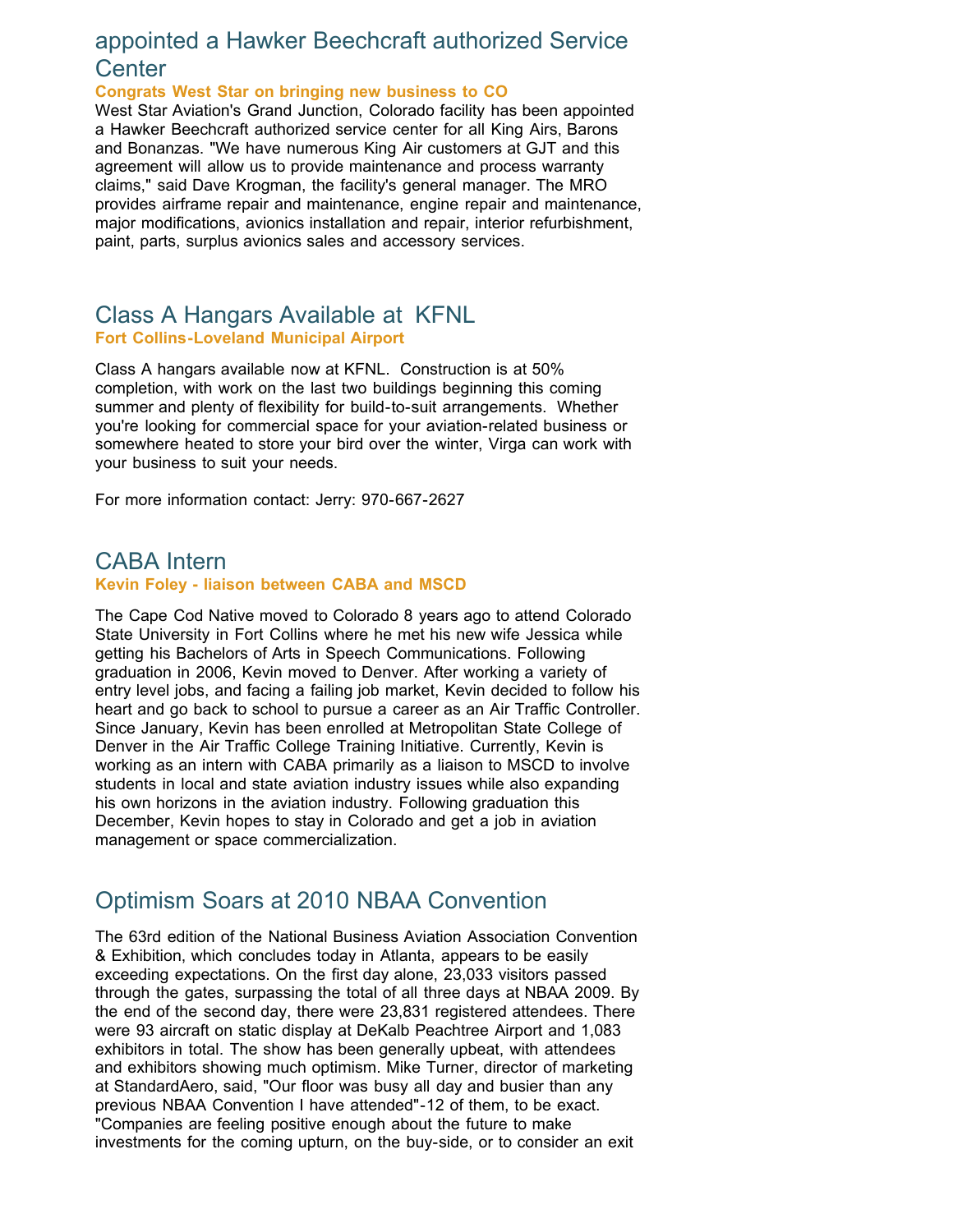## appointed a Hawker Beechcraft authorized Service Center

**Congrats West Star on bringing new business to CO**

West Star Aviation's Grand Junction, Colorado facility has been appointed a Hawker Beechcraft authorized service center for all King Airs, Barons and Bonanzas. "We have numerous King Air customers at GJT and this agreement will allow us to provide maintenance and process warranty claims," said Dave Krogman, the facility's general manager. The MRO provides airframe repair and maintenance, engine repair and maintenance, major modifications, avionics installation and repair, interior refurbishment, paint, parts, surplus avionics sales and accessory services.

## Class A Hangars Available at KFNL

**Fort Collins-Loveland Municipal Airport**

Class A hangars available now at KFNL. Construction is at 50% completion, with work on the last two buildings beginning this coming summer and plenty of flexibility for build-to-suit arrangements. Whether you're looking for commercial space for your aviation-related business or somewhere heated to store your bird over the winter, Virga can work with your business to suit your needs.

For more information contact: Jerry: 970-667-2627

## CABA Intern

**Kevin Foley - liaison between CABA and MSCD**

The Cape Cod Native moved to Colorado 8 years ago to attend Colorado State University in Fort Collins where he met his new wife Jessica while getting his Bachelors of Arts in Speech Communications. Following graduation in 2006, Kevin moved to Denver. After working a variety of entry level jobs, and facing a failing job market, Kevin decided to follow his heart and go back to school to pursue a career as an Air Traffic Controller. Since January, Kevin has been enrolled at Metropolitan State College of Denver in the Air Traffic College Training Initiative. Currently, Kevin is working as an intern with CABA primarily as a liaison to MSCD to involve students in local and state aviation industry issues while also expanding his own horizons in the aviation industry. Following graduation this December, Kevin hopes to stay in Colorado and get a job in aviation management or space commercialization.

## Optimism Soars at 2010 NBAA Convention

The 63rd edition of the National Business Aviation Association Convention & Exhibition, which concludes today in Atlanta, appears to be easily exceeding expectations. On the first day alone, 23,033 visitors passed through the gates, surpassing the total of all three days at NBAA 2009. By the end of the second day, there were 23,831 registered attendees. There were 93 aircraft on static display at DeKalb Peachtree Airport and 1,083 exhibitors in total. The show has been generally upbeat, with attendees and exhibitors showing much optimism. Mike Turner, director of marketing at StandardAero, said, "Our floor was busy all day and busier than any previous NBAA Convention I have attended"-12 of them, to be exact. "Companies are feeling positive enough about the future to make investments for the coming upturn, on the buy-side, or to consider an exit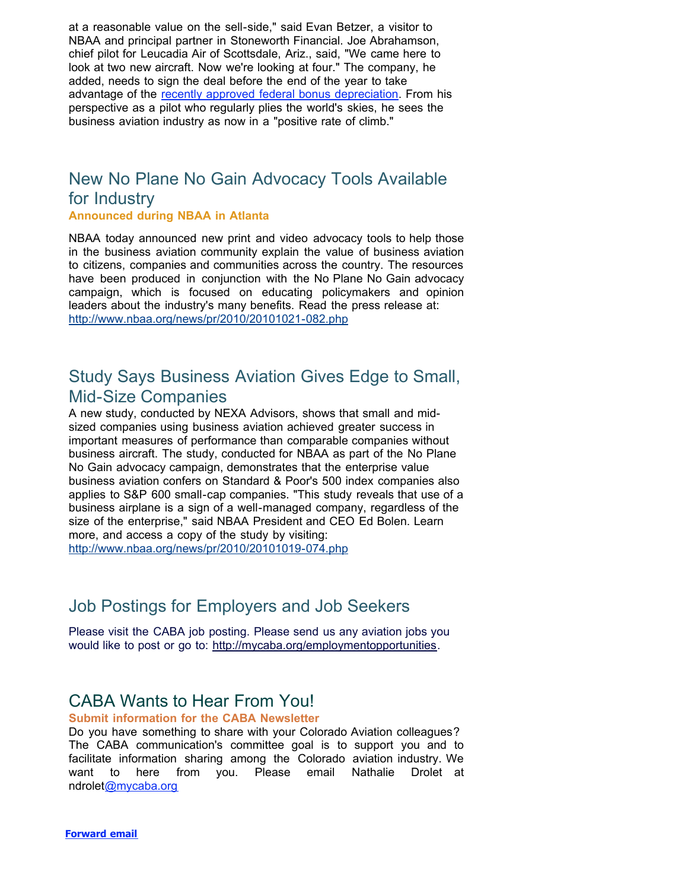at a reasonable value on the sell-side," said Evan Betzer, a visitor to NBAA and principal partner in Stoneworth Financial. Joe Abrahamson, chief pilot for Leucadia Air of Scottsdale, Ariz., said, "We came here to look at two new aircraft. Now we're looking at four." The company, he added, needs to sign the deal before the end of the year to take advantage of the recently approved federal bonus depreciation. From his perspective as a pilot who regularly plies the world's skies, he sees the business aviation industry as now in a "positive rate of climb."

## New No Plane No Gain Advocacy Tools Available for Industry

**Announced during NBAA in Atlanta**

NBAA today announced new print and video advocacy tools to help those in the business aviation community explain the value of business aviation to citizens, companies and communities across the country. The resources have been produced in conjunction with the No Plane No Gain advocacy campaign, which is focused on educating policymakers and opinion leaders about the industry's many benefits. Read the press release at: http://www.nbaa.org/news/pr/2010/20101021-082.php

## Study Says Business Aviation Gives Edge to Small, Mid-Size Companies

A new study, conducted by NEXA Advisors, shows that small and mid-sized companies using business aviation achieved greater success in important measures of performance than comparable companies without business aircraft. The study, conducted for NBAA as part of the No Plane No Gain advocacy campaign, demonstrates that the enterprise value business aviation confers on Standard & Poor's 500 index companies also applies to S&P 600 small-cap companies. "This study reveals that use of a business airplane is a sign of a well-managed company, regardless of the size of the enterprise," said NBAA President and CEO Ed Bolen. Learn more, and access a copy of the study by visiting: http://www.nbaa.org/news/pr/2010/20101019-074.php

## Job Postings for Employers and Job Seekers

Please visit the CABA job posting. Please send us any aviation jobs you would like to post or go to: http://mycaba.org/employmentopportunities.

## CABA Wants to Hear From You!

**Submit information for the CABA Newsletter**

Do you have something to share with your Colorado Aviation colleagues? The CABA communication's committee goal is to support you and to facilitate information sharing among the Colorado aviation industry. We want to here from you. Please email Nathalie Drolet at ndrolet@mycaba.org

**Forward email**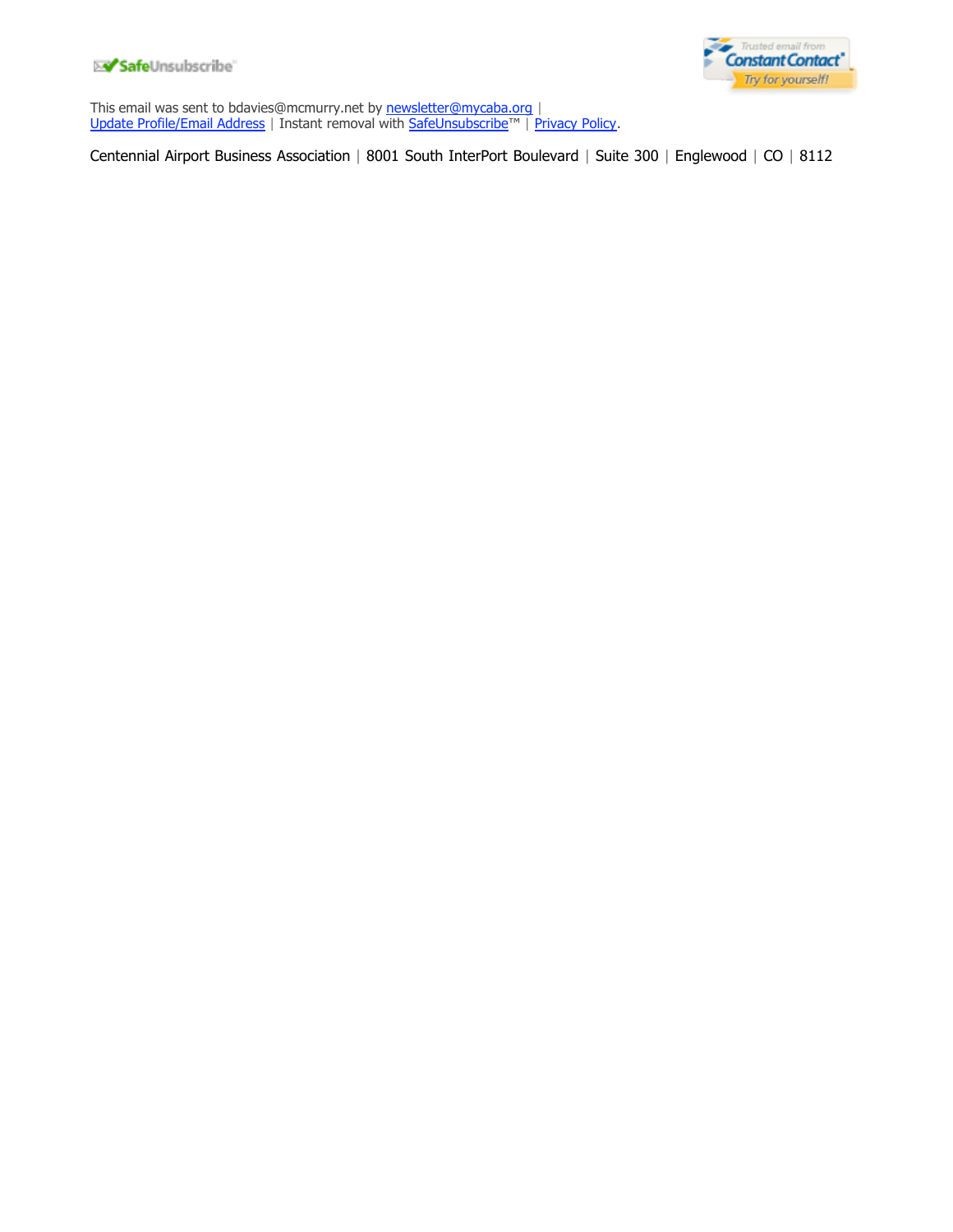SafeUnsubscribe

Trusted email from Constant Contact Try for yourself!

This email was sent to bdavies@mcmurry.net by newsletter@mycaba.org | Update Profile/Email Address | Instant removal with SafeUnsubscribe™ | Privacy Policy.

Centennial Airport Business Association | 8001 South InterPort Boulevard | Suite 300 | Englewood | CO | 8112